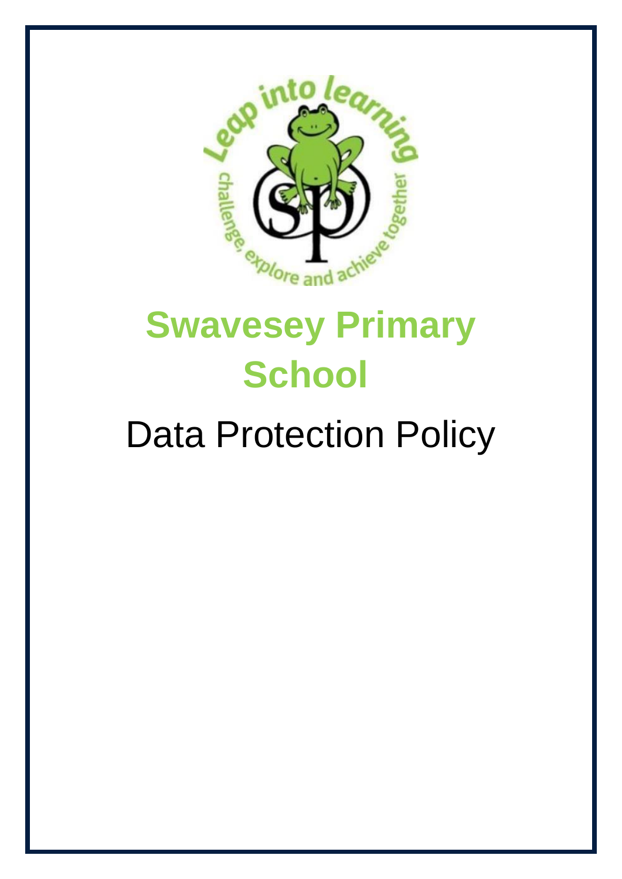# Swavesey Primary School

## Data Protection Policy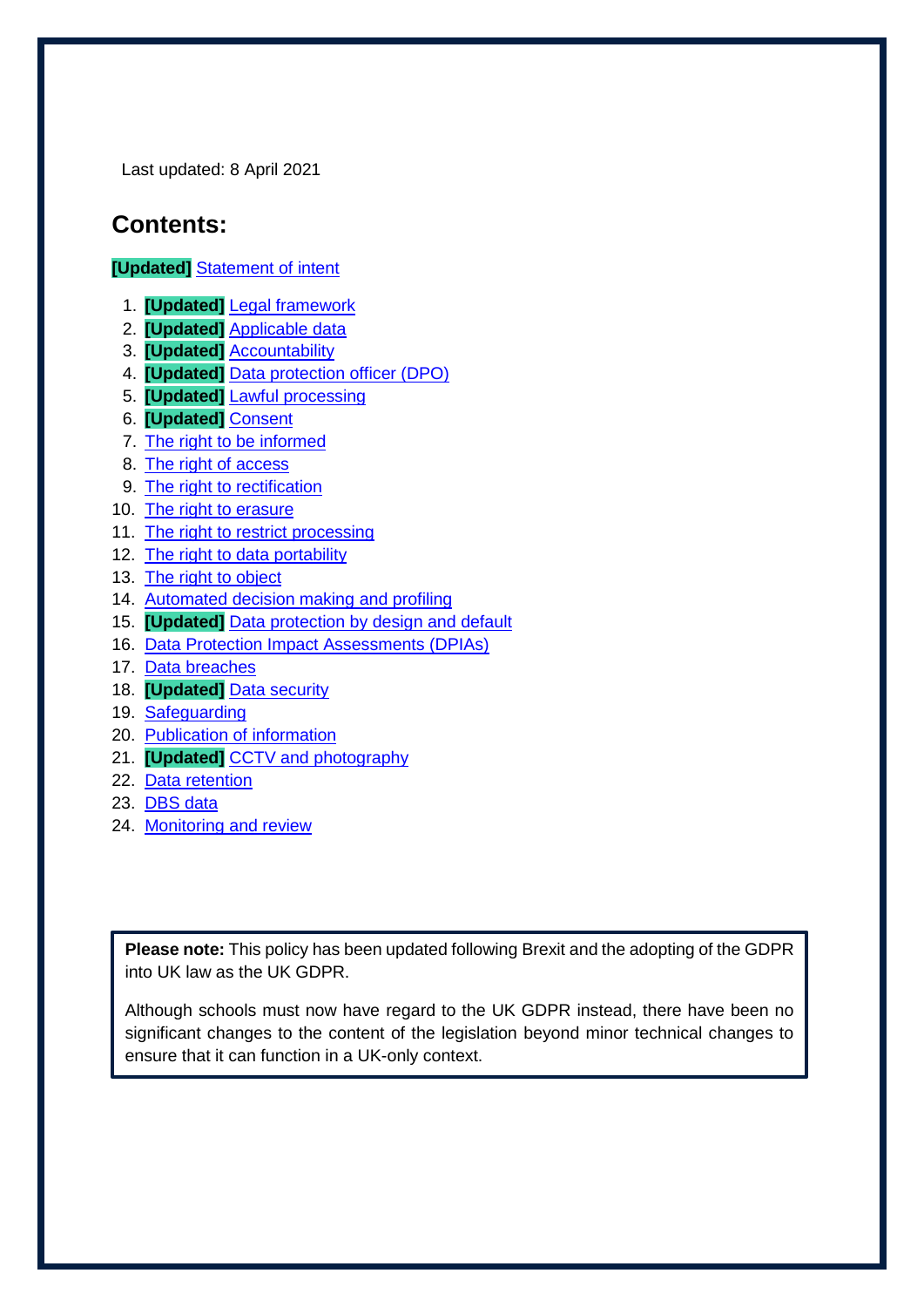Last updated: 8 April 2021

## Contents:

**[Updated]** Statement of intent

1. **[Updated]** Legal framework
2. **[Updated]** Applicable data
3. **[Updated]** Accountability
4. **[Updated]** Data protection officer (DPO)
5. **[Updated]** Lawful processing
6. **[Updated]** Consent
7. The right to be informed
8. The right of access
9. The right to rectification
10. The right to erasure
11. The right to restrict processing
12. The right to data portability
13. The right to object
14. Automated decision making and profiling
15. **[Updated]** Data protection by design and default
16. Data Protection Impact Assessments (DPIAs)
17. Data breaches
18. **[Updated]** Data security
19. Safeguarding
20. Publication of information
21. **[Updated]** CCTV and photography
22. Data retention
23. DBS data
24. Monitoring and review

**Please note:** This policy has been updated following Brexit and the adopting of the GDPR into UK law as the UK GDPR.

Although schools must now have regard to the UK GDPR instead, there have been no significant changes to the content of the legislation beyond minor technical changes to ensure that it can function in a UK-only context.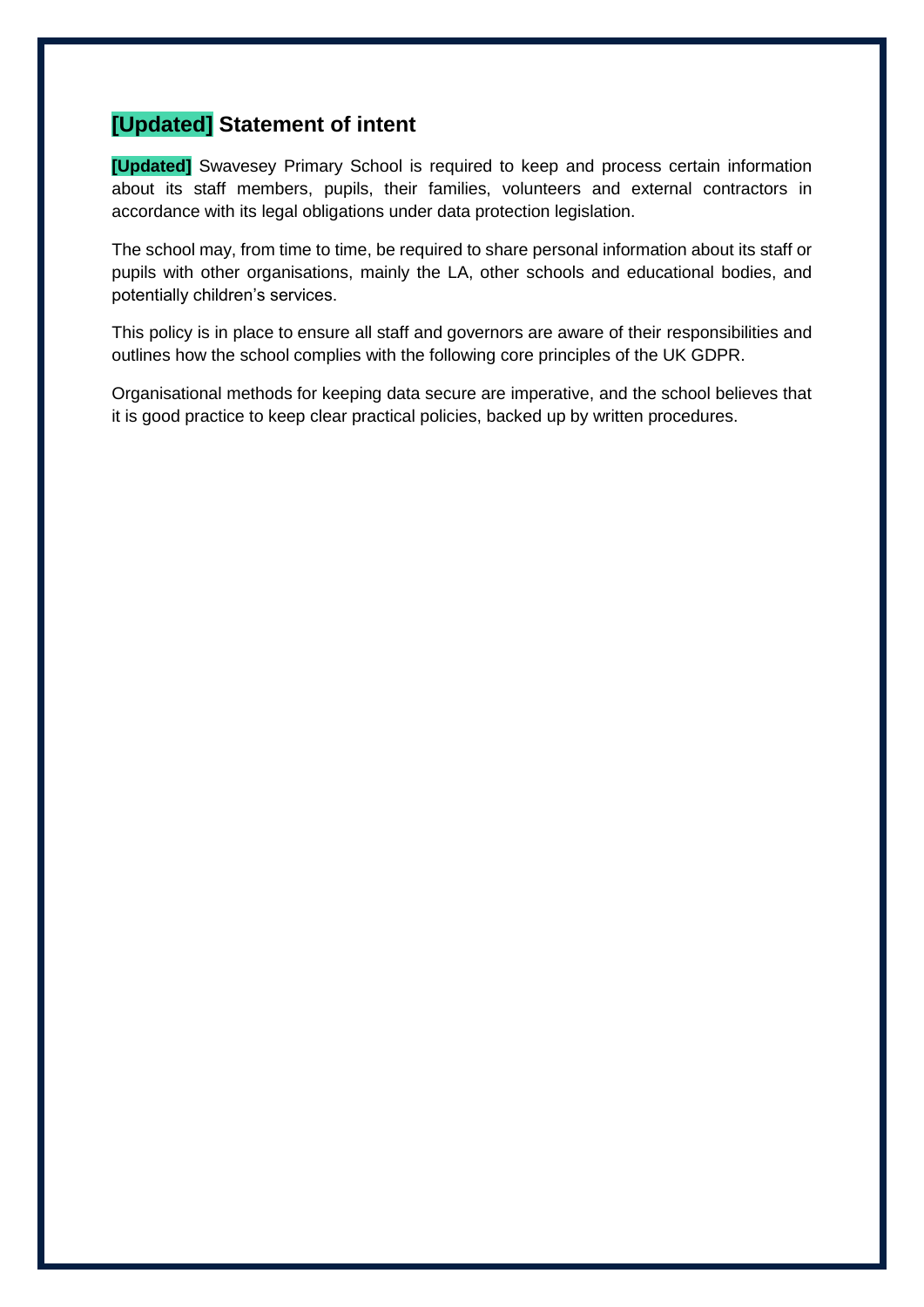## [Updated] Statement of intent

**[Updated]** Swavesey Primary School is required to keep and process certain information about its staff members, pupils, their families, volunteers and external contractors in accordance with its legal obligations under data protection legislation.

The school may, from time to time, be required to share personal information about its staff or pupils with other organisations, mainly the LA, other schools and educational bodies, and potentially children's services.

This policy is in place to ensure all staff and governors are aware of their responsibilities and outlines how the school complies with the following core principles of the UK GDPR.

Organisational methods for keeping data secure are imperative, and the school believes that it is good practice to keep clear practical policies, backed up by written procedures.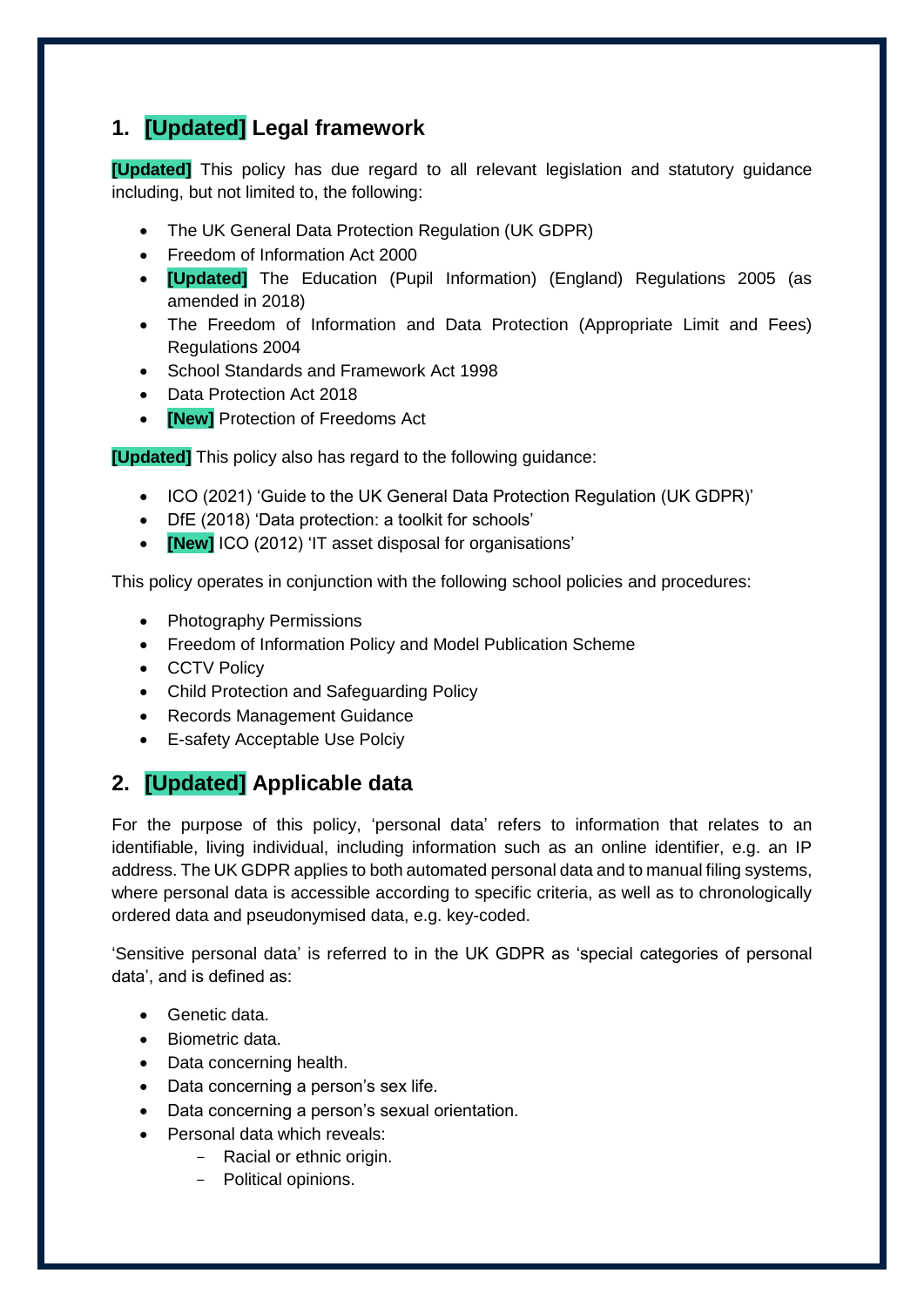## 1. **[Updated]** Legal framework

**[Updated]** This policy has due regard to all relevant legislation and statutory guidance including, but not limited to, the following:

- The UK General Data Protection Regulation (UK GDPR)
- Freedom of Information Act 2000
- **[Updated]** The Education (Pupil Information) (England) Regulations 2005 (as amended in 2018)
- The Freedom of Information and Data Protection (Appropriate Limit and Fees) Regulations 2004
- School Standards and Framework Act 1998
- Data Protection Act 2018
- **[New]** Protection of Freedoms Act

**[Updated]** This policy also has regard to the following guidance:

- ICO (2021) 'Guide to the UK General Data Protection Regulation (UK GDPR)'
- DfE (2018) 'Data protection: a toolkit for schools'
- **[New]** ICO (2012) 'IT asset disposal for organisations'

This policy operates in conjunction with the following school policies and procedures:

- Photography Permissions
- Freedom of Information Policy and Model Publication Scheme
- CCTV Policy
- Child Protection and Safeguarding Policy
- Records Management Guidance
- E-safety Acceptable Use Polciy

## 2. **[Updated]** Applicable data

For the purpose of this policy, 'personal data' refers to information that relates to an identifiable, living individual, including information such as an online identifier, e.g. an IP address. The UK GDPR applies to both automated personal data and to manual filing systems, where personal data is accessible according to specific criteria, as well as to chronologically ordered data and pseudonymised data, e.g. key-coded.

'Sensitive personal data' is referred to in the UK GDPR as 'special categories of personal data', and is defined as:

- Genetic data.
- Biometric data.
- Data concerning health.
- Data concerning a person's sex life.
- Data concerning a person's sexual orientation.
- Personal data which reveals:
  - Racial or ethnic origin.
  - Political opinions.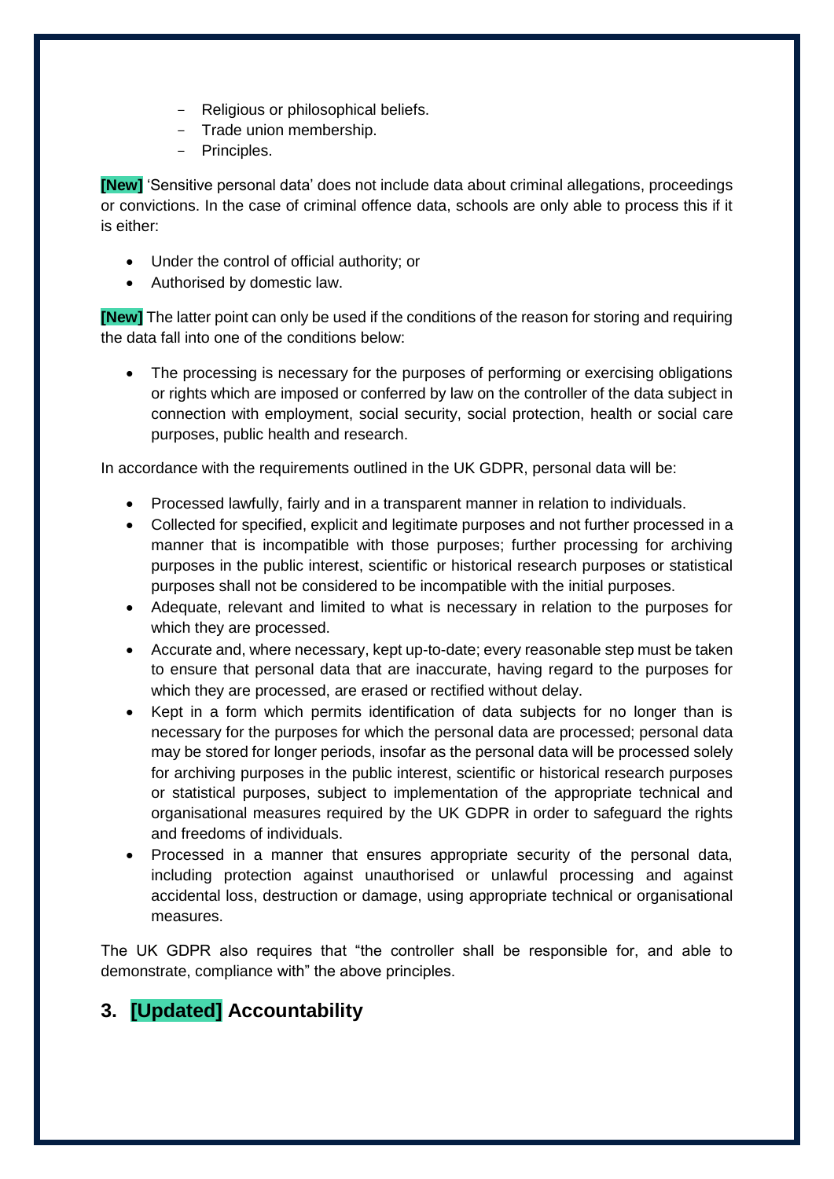- Religious or philosophical beliefs.
- Trade union membership.
- Principles.

**[New]** 'Sensitive personal data' does not include data about criminal allegations, proceedings or convictions. In the case of criminal offence data, schools are only able to process this if it is either:

- Under the control of official authority; or
- Authorised by domestic law.

**[New]** The latter point can only be used if the conditions of the reason for storing and requiring the data fall into one of the conditions below:

- The processing is necessary for the purposes of performing or exercising obligations or rights which are imposed or conferred by law on the controller of the data subject in connection with employment, social security, social protection, health or social care purposes, public health and research.

In accordance with the requirements outlined in the UK GDPR, personal data will be:

- Processed lawfully, fairly and in a transparent manner in relation to individuals.
- Collected for specified, explicit and legitimate purposes and not further processed in a manner that is incompatible with those purposes; further processing for archiving purposes in the public interest, scientific or historical research purposes or statistical purposes shall not be considered to be incompatible with the initial purposes.
- Adequate, relevant and limited to what is necessary in relation to the purposes for which they are processed.
- Accurate and, where necessary, kept up-to-date; every reasonable step must be taken to ensure that personal data that are inaccurate, having regard to the purposes for which they are processed, are erased or rectified without delay.
- Kept in a form which permits identification of data subjects for no longer than is necessary for the purposes for which the personal data are processed; personal data may be stored for longer periods, insofar as the personal data will be processed solely for archiving purposes in the public interest, scientific or historical research purposes or statistical purposes, subject to implementation of the appropriate technical and organisational measures required by the UK GDPR in order to safeguard the rights and freedoms of individuals.
- Processed in a manner that ensures appropriate security of the personal data, including protection against unauthorised or unlawful processing and against accidental loss, destruction or damage, using appropriate technical or organisational measures.

The UK GDPR also requires that "the controller shall be responsible for, and able to demonstrate, compliance with" the above principles.

## 3. [Updated] Accountability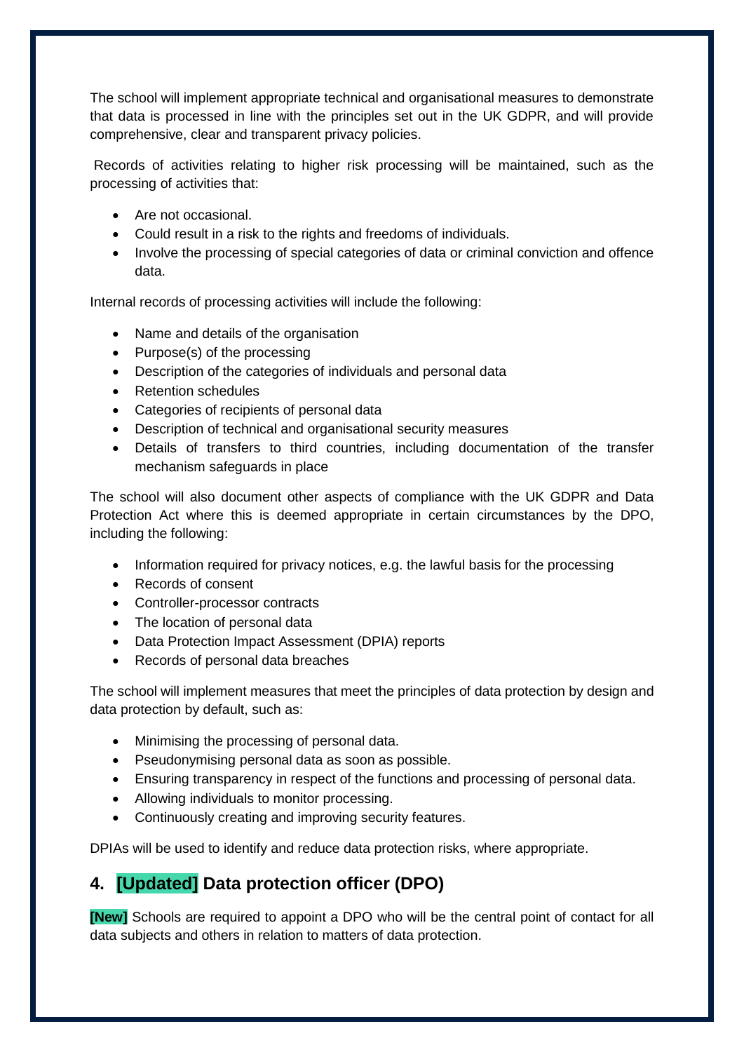The school will implement appropriate technical and organisational measures to demonstrate that data is processed in line with the principles set out in the UK GDPR, and will provide comprehensive, clear and transparent privacy policies.

Records of activities relating to higher risk processing will be maintained, such as the processing of activities that:

- Are not occasional.
- Could result in a risk to the rights and freedoms of individuals.
- Involve the processing of special categories of data or criminal conviction and offence data.

Internal records of processing activities will include the following:

- Name and details of the organisation
- Purpose(s) of the processing
- Description of the categories of individuals and personal data
- Retention schedules
- Categories of recipients of personal data
- Description of technical and organisational security measures
- Details of transfers to third countries, including documentation of the transfer mechanism safeguards in place

The school will also document other aspects of compliance with the UK GDPR and Data Protection Act where this is deemed appropriate in certain circumstances by the DPO, including the following:

- Information required for privacy notices, e.g. the lawful basis for the processing
- Records of consent
- Controller-processor contracts
- The location of personal data
- Data Protection Impact Assessment (DPIA) reports
- Records of personal data breaches

The school will implement measures that meet the principles of data protection by design and data protection by default, such as:

- Minimising the processing of personal data.
- Pseudonymising personal data as soon as possible.
- Ensuring transparency in respect of the functions and processing of personal data.
- Allowing individuals to monitor processing.
- Continuously creating and improving security features.

DPIAs will be used to identify and reduce data protection risks, where appropriate.

## 4. [Updated] Data protection officer (DPO)

**[New]** Schools are required to appoint a DPO who will be the central point of contact for all data subjects and others in relation to matters of data protection.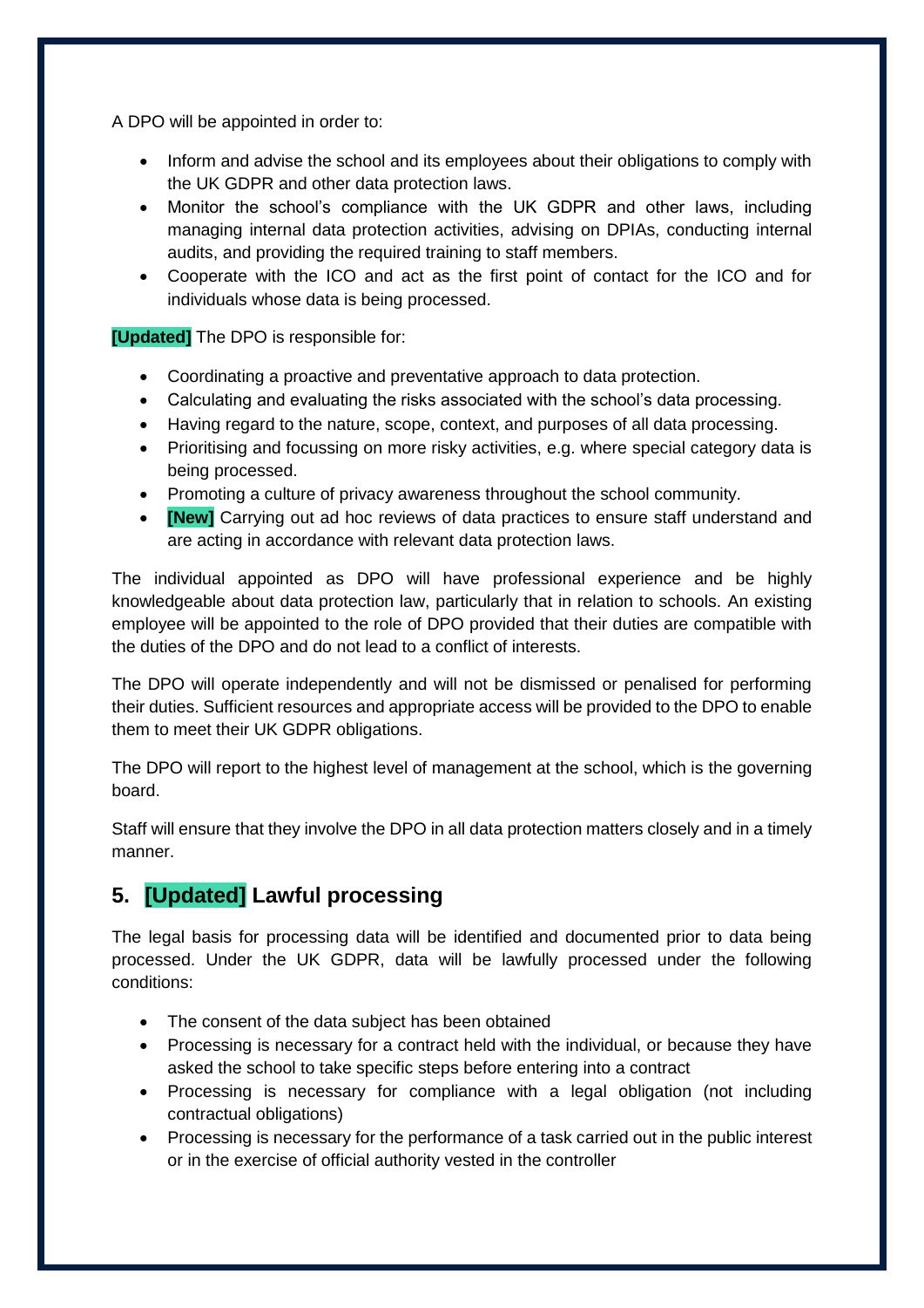A DPO will be appointed in order to:

- Inform and advise the school and its employees about their obligations to comply with the UK GDPR and other data protection laws.
- Monitor the school's compliance with the UK GDPR and other laws, including managing internal data protection activities, advising on DPIAs, conducting internal audits, and providing the required training to staff members.
- Cooperate with the ICO and act as the first point of contact for the ICO and for individuals whose data is being processed.

**[Updated]** The DPO is responsible for:

- Coordinating a proactive and preventative approach to data protection.
- Calculating and evaluating the risks associated with the school's data processing.
- Having regard to the nature, scope, context, and purposes of all data processing.
- Prioritising and focussing on more risky activities, e.g. where special category data is being processed.
- Promoting a culture of privacy awareness throughout the school community.
- **[New]** Carrying out ad hoc reviews of data practices to ensure staff understand and are acting in accordance with relevant data protection laws.

The individual appointed as DPO will have professional experience and be highly knowledgeable about data protection law, particularly that in relation to schools. An existing employee will be appointed to the role of DPO provided that their duties are compatible with the duties of the DPO and do not lead to a conflict of interests.

The DPO will operate independently and will not be dismissed or penalised for performing their duties. Sufficient resources and appropriate access will be provided to the DPO to enable them to meet their UK GDPR obligations.

The DPO will report to the highest level of management at the school, which is the governing board.

Staff will ensure that they involve the DPO in all data protection matters closely and in a timely manner.

## 5. [Updated] Lawful processing

The legal basis for processing data will be identified and documented prior to data being processed. Under the UK GDPR, data will be lawfully processed under the following conditions:

- The consent of the data subject has been obtained
- Processing is necessary for a contract held with the individual, or because they have asked the school to take specific steps before entering into a contract
- Processing is necessary for compliance with a legal obligation (not including contractual obligations)
- Processing is necessary for the performance of a task carried out in the public interest or in the exercise of official authority vested in the controller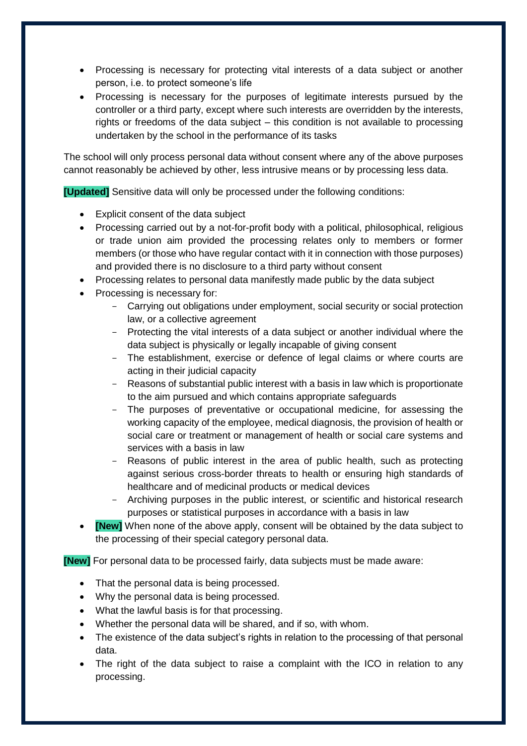- Processing is necessary for protecting vital interests of a data subject or another person, i.e. to protect someone's life
- Processing is necessary for the purposes of legitimate interests pursued by the controller or a third party, except where such interests are overridden by the interests, rights or freedoms of the data subject – this condition is not available to processing undertaken by the school in the performance of its tasks

The school will only process personal data without consent where any of the above purposes cannot reasonably be achieved by other, less intrusive means or by processing less data.

**[Updated]** Sensitive data will only be processed under the following conditions:

- Explicit consent of the data subject
- Processing carried out by a not-for-profit body with a political, philosophical, religious or trade union aim provided the processing relates only to members or former members (or those who have regular contact with it in connection with those purposes) and provided there is no disclosure to a third party without consent
- Processing relates to personal data manifestly made public by the data subject
- Processing is necessary for:
  - Carrying out obligations under employment, social security or social protection law, or a collective agreement
  - Protecting the vital interests of a data subject or another individual where the data subject is physically or legally incapable of giving consent
  - The establishment, exercise or defence of legal claims or where courts are acting in their judicial capacity
  - Reasons of substantial public interest with a basis in law which is proportionate to the aim pursued and which contains appropriate safeguards
  - The purposes of preventative or occupational medicine, for assessing the working capacity of the employee, medical diagnosis, the provision of health or social care or treatment or management of health or social care systems and services with a basis in law
  - Reasons of public interest in the area of public health, such as protecting against serious cross-border threats to health or ensuring high standards of healthcare and of medicinal products or medical devices
  - Archiving purposes in the public interest, or scientific and historical research purposes or statistical purposes in accordance with a basis in law
- **[New]** When none of the above apply, consent will be obtained by the data subject to the processing of their special category personal data.

**[New]** For personal data to be processed fairly, data subjects must be made aware:

- That the personal data is being processed.
- Why the personal data is being processed.
- What the lawful basis is for that processing.
- Whether the personal data will be shared, and if so, with whom.
- The existence of the data subject's rights in relation to the processing of that personal data.
- The right of the data subject to raise a complaint with the ICO in relation to any processing.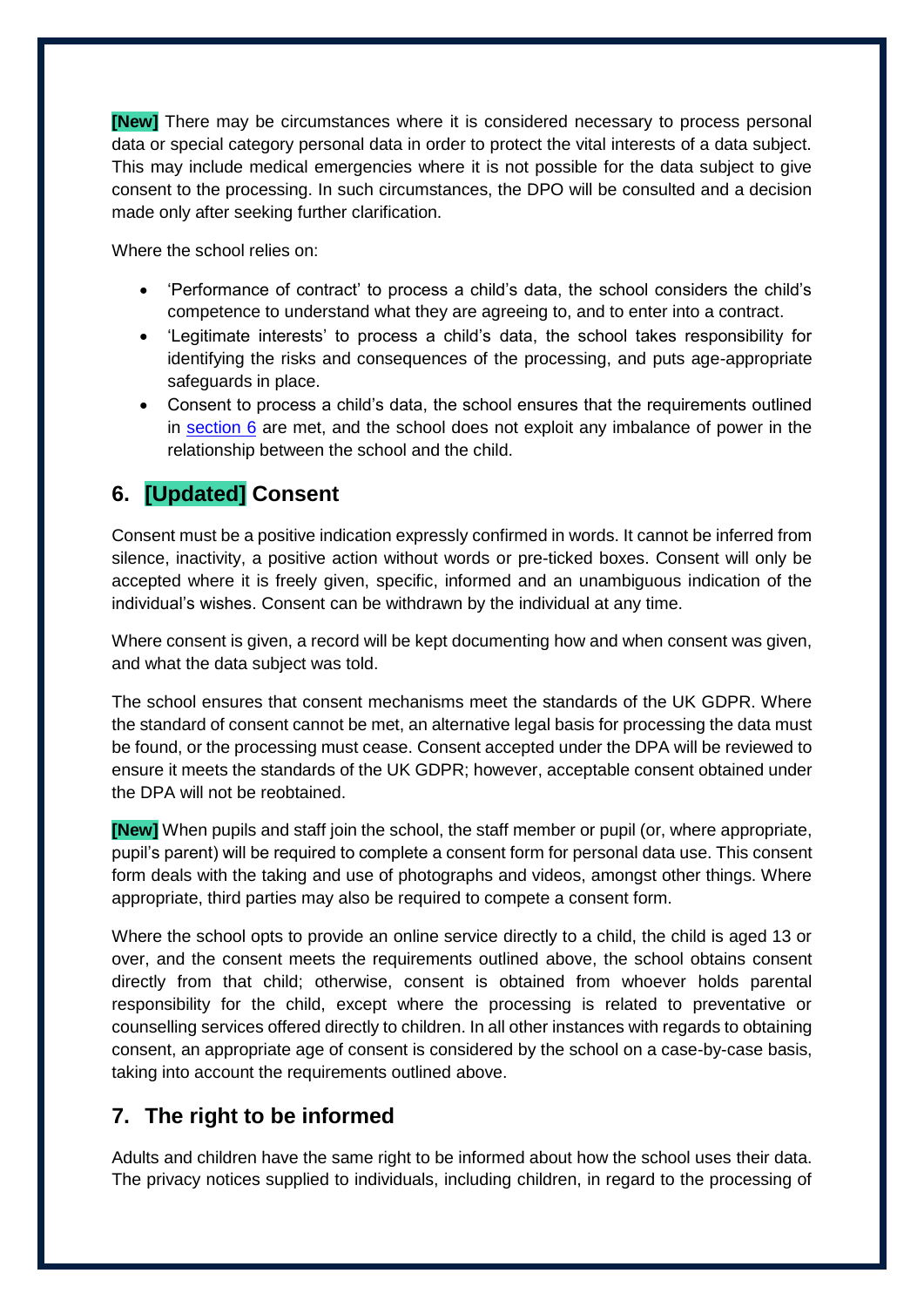**[New]** There may be circumstances where it is considered necessary to process personal data or special category personal data in order to protect the vital interests of a data subject. This may include medical emergencies where it is not possible for the data subject to give consent to the processing. In such circumstances, the DPO will be consulted and a decision made only after seeking further clarification.

Where the school relies on:

- 'Performance of contract' to process a child's data, the school considers the child's competence to understand what they are agreeing to, and to enter into a contract.
- 'Legitimate interests' to process a child's data, the school takes responsibility for identifying the risks and consequences of the processing, and puts age-appropriate safeguards in place.
- Consent to process a child's data, the school ensures that the requirements outlined in section 6 are met, and the school does not exploit any imbalance of power in the relationship between the school and the child.

## 6. [Updated] Consent

Consent must be a positive indication expressly confirmed in words. It cannot be inferred from silence, inactivity, a positive action without words or pre-ticked boxes. Consent will only be accepted where it is freely given, specific, informed and an unambiguous indication of the individual's wishes. Consent can be withdrawn by the individual at any time.

Where consent is given, a record will be kept documenting how and when consent was given, and what the data subject was told.

The school ensures that consent mechanisms meet the standards of the UK GDPR. Where the standard of consent cannot be met, an alternative legal basis for processing the data must be found, or the processing must cease. Consent accepted under the DPA will be reviewed to ensure it meets the standards of the UK GDPR; however, acceptable consent obtained under the DPA will not be reobtained.

**[New]** When pupils and staff join the school, the staff member or pupil (or, where appropriate, pupil's parent) will be required to complete a consent form for personal data use. This consent form deals with the taking and use of photographs and videos, amongst other things. Where appropriate, third parties may also be required to compete a consent form.

Where the school opts to provide an online service directly to a child, the child is aged 13 or over, and the consent meets the requirements outlined above, the school obtains consent directly from that child; otherwise, consent is obtained from whoever holds parental responsibility for the child, except where the processing is related to preventative or counselling services offered directly to children. In all other instances with regards to obtaining consent, an appropriate age of consent is considered by the school on a case-by-case basis, taking into account the requirements outlined above.

## 7. The right to be informed

Adults and children have the same right to be informed about how the school uses their data. The privacy notices supplied to individuals, including children, in regard to the processing of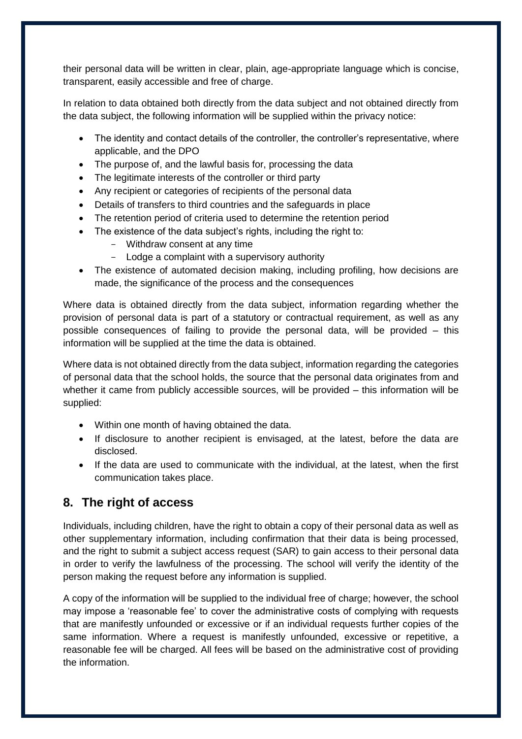their personal data will be written in clear, plain, age-appropriate language which is concise, transparent, easily accessible and free of charge.

In relation to data obtained both directly from the data subject and not obtained directly from the data subject, the following information will be supplied within the privacy notice:

- The identity and contact details of the controller, the controller's representative, where applicable, and the DPO
- The purpose of, and the lawful basis for, processing the data
- The legitimate interests of the controller or third party
- Any recipient or categories of recipients of the personal data
- Details of transfers to third countries and the safeguards in place
- The retention period of criteria used to determine the retention period
- The existence of the data subject's rights, including the right to:
  - Withdraw consent at any time
  - Lodge a complaint with a supervisory authority
- The existence of automated decision making, including profiling, how decisions are made, the significance of the process and the consequences

Where data is obtained directly from the data subject, information regarding whether the provision of personal data is part of a statutory or contractual requirement, as well as any possible consequences of failing to provide the personal data, will be provided – this information will be supplied at the time the data is obtained.

Where data is not obtained directly from the data subject, information regarding the categories of personal data that the school holds, the source that the personal data originates from and whether it came from publicly accessible sources, will be provided – this information will be supplied:

- Within one month of having obtained the data.
- If disclosure to another recipient is envisaged, at the latest, before the data are disclosed.
- If the data are used to communicate with the individual, at the latest, when the first communication takes place.

## 8. The right of access

Individuals, including children, have the right to obtain a copy of their personal data as well as other supplementary information, including confirmation that their data is being processed, and the right to submit a subject access request (SAR) to gain access to their personal data in order to verify the lawfulness of the processing. The school will verify the identity of the person making the request before any information is supplied.

A copy of the information will be supplied to the individual free of charge; however, the school may impose a 'reasonable fee' to cover the administrative costs of complying with requests that are manifestly unfounded or excessive or if an individual requests further copies of the same information. Where a request is manifestly unfounded, excessive or repetitive, a reasonable fee will be charged. All fees will be based on the administrative cost of providing the information.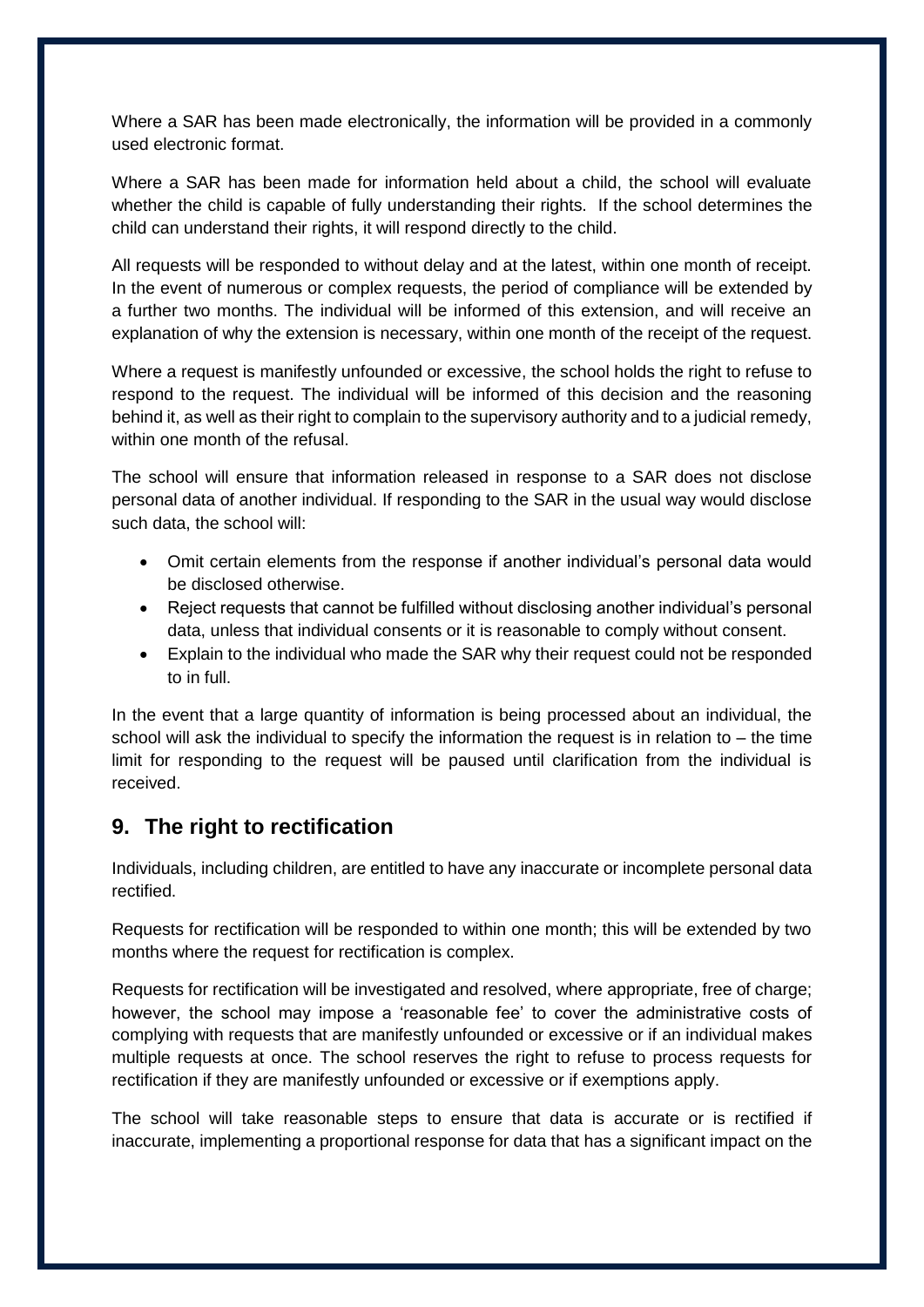Where a SAR has been made electronically, the information will be provided in a commonly used electronic format.

Where a SAR has been made for information held about a child, the school will evaluate whether the child is capable of fully understanding their rights. If the school determines the child can understand their rights, it will respond directly to the child.

All requests will be responded to without delay and at the latest, within one month of receipt. In the event of numerous or complex requests, the period of compliance will be extended by a further two months. The individual will be informed of this extension, and will receive an explanation of why the extension is necessary, within one month of the receipt of the request.

Where a request is manifestly unfounded or excessive, the school holds the right to refuse to respond to the request. The individual will be informed of this decision and the reasoning behind it, as well as their right to complain to the supervisory authority and to a judicial remedy, within one month of the refusal.

The school will ensure that information released in response to a SAR does not disclose personal data of another individual. If responding to the SAR in the usual way would disclose such data, the school will:

- Omit certain elements from the response if another individual's personal data would be disclosed otherwise.
- Reject requests that cannot be fulfilled without disclosing another individual's personal data, unless that individual consents or it is reasonable to comply without consent.
- Explain to the individual who made the SAR why their request could not be responded to in full.

In the event that a large quantity of information is being processed about an individual, the school will ask the individual to specify the information the request is in relation to – the time limit for responding to the request will be paused until clarification from the individual is received.

## 9. The right to rectification

Individuals, including children, are entitled to have any inaccurate or incomplete personal data rectified.

Requests for rectification will be responded to within one month; this will be extended by two months where the request for rectification is complex.

Requests for rectification will be investigated and resolved, where appropriate, free of charge; however, the school may impose a 'reasonable fee' to cover the administrative costs of complying with requests that are manifestly unfounded or excessive or if an individual makes multiple requests at once. The school reserves the right to refuse to process requests for rectification if they are manifestly unfounded or excessive or if exemptions apply.

The school will take reasonable steps to ensure that data is accurate or is rectified if inaccurate, implementing a proportional response for data that has a significant impact on the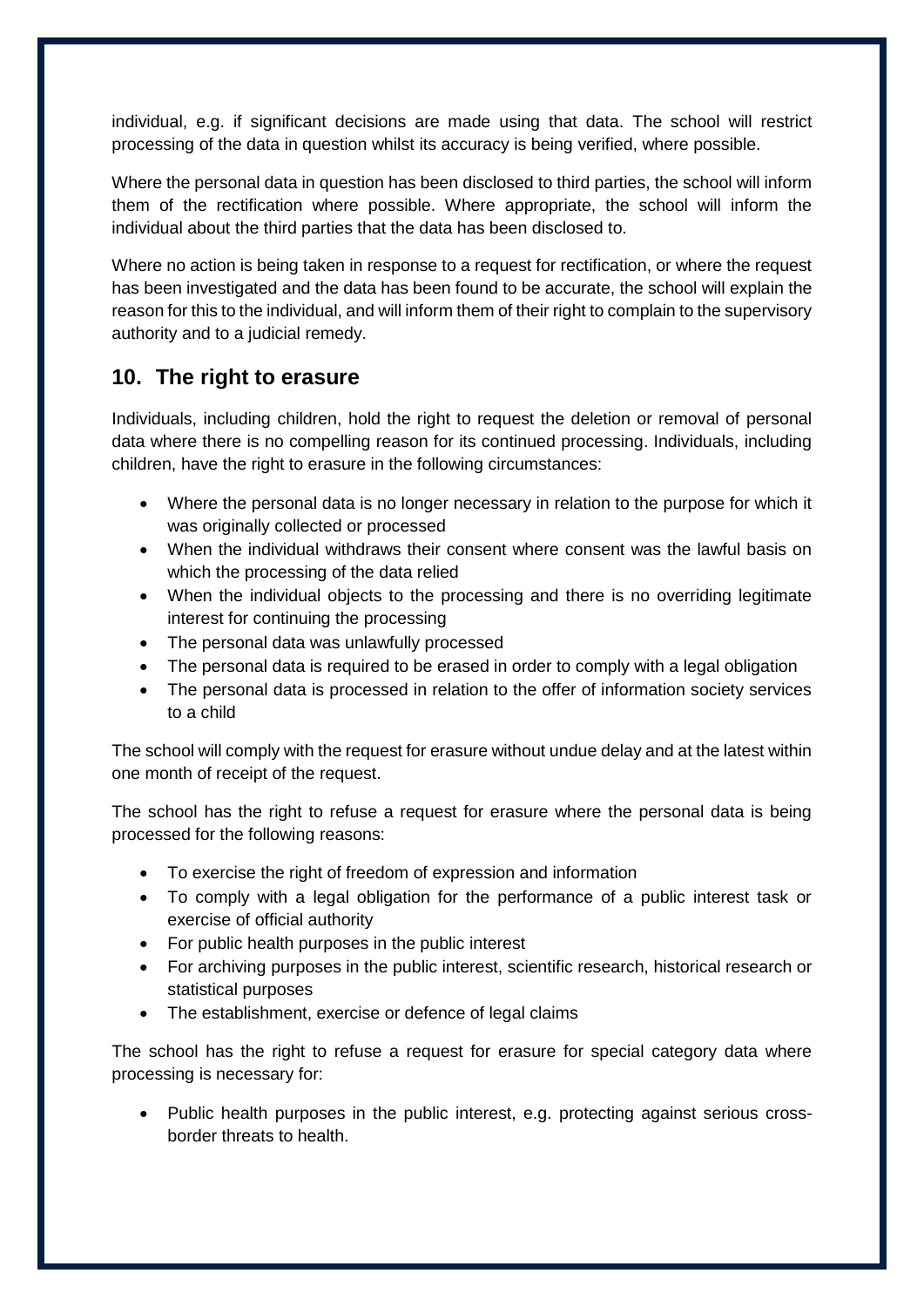individual, e.g. if significant decisions are made using that data. The school will restrict processing of the data in question whilst its accuracy is being verified, where possible.

Where the personal data in question has been disclosed to third parties, the school will inform them of the rectification where possible. Where appropriate, the school will inform the individual about the third parties that the data has been disclosed to.

Where no action is being taken in response to a request for rectification, or where the request has been investigated and the data has been found to be accurate, the school will explain the reason for this to the individual, and will inform them of their right to complain to the supervisory authority and to a judicial remedy.

## 10. The right to erasure

Individuals, including children, hold the right to request the deletion or removal of personal data where there is no compelling reason for its continued processing. Individuals, including children, have the right to erasure in the following circumstances:

- Where the personal data is no longer necessary in relation to the purpose for which it was originally collected or processed
- When the individual withdraws their consent where consent was the lawful basis on which the processing of the data relied
- When the individual objects to the processing and there is no overriding legitimate interest for continuing the processing
- The personal data was unlawfully processed
- The personal data is required to be erased in order to comply with a legal obligation
- The personal data is processed in relation to the offer of information society services to a child

The school will comply with the request for erasure without undue delay and at the latest within one month of receipt of the request.

The school has the right to refuse a request for erasure where the personal data is being processed for the following reasons:

- To exercise the right of freedom of expression and information
- To comply with a legal obligation for the performance of a public interest task or exercise of official authority
- For public health purposes in the public interest
- For archiving purposes in the public interest, scientific research, historical research or statistical purposes
- The establishment, exercise or defence of legal claims

The school has the right to refuse a request for erasure for special category data where processing is necessary for:

- Public health purposes in the public interest, e.g. protecting against serious cross-border threats to health.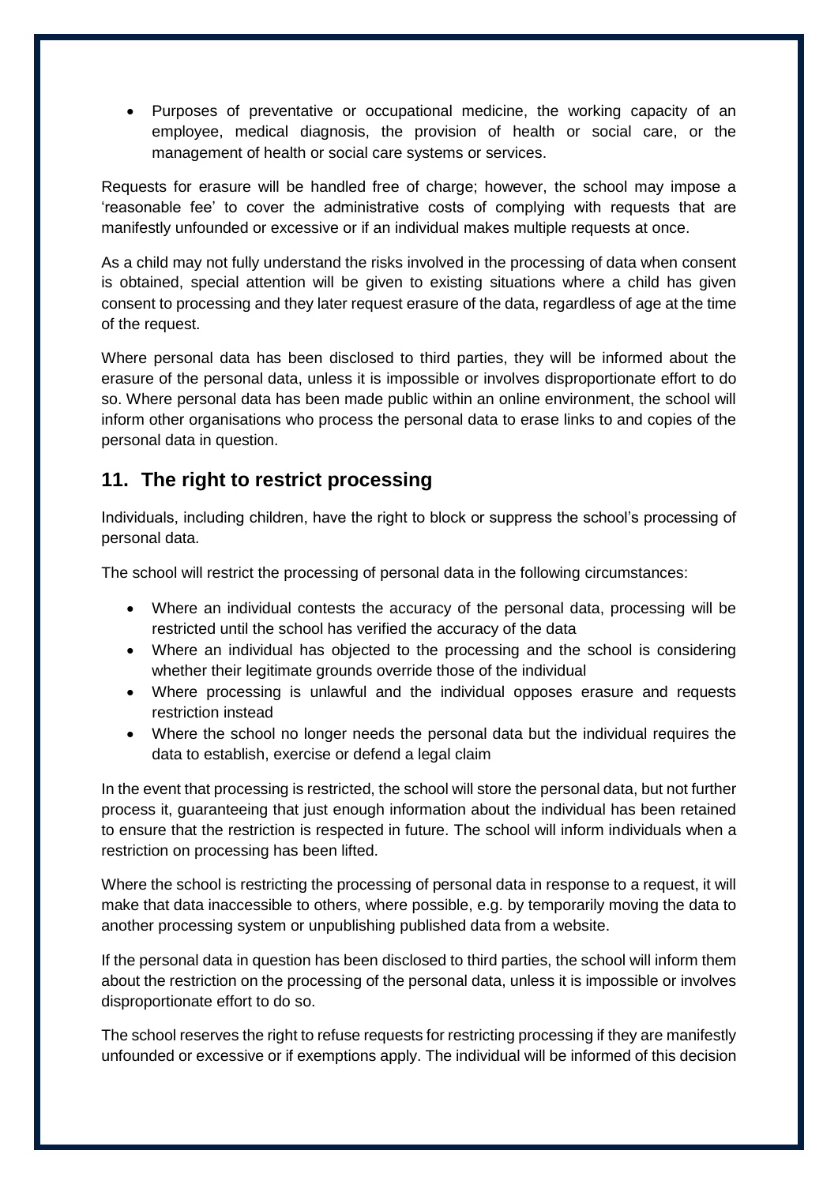- Purposes of preventative or occupational medicine, the working capacity of an employee, medical diagnosis, the provision of health or social care, or the management of health or social care systems or services.

Requests for erasure will be handled free of charge; however, the school may impose a 'reasonable fee' to cover the administrative costs of complying with requests that are manifestly unfounded or excessive or if an individual makes multiple requests at once.

As a child may not fully understand the risks involved in the processing of data when consent is obtained, special attention will be given to existing situations where a child has given consent to processing and they later request erasure of the data, regardless of age at the time of the request.

Where personal data has been disclosed to third parties, they will be informed about the erasure of the personal data, unless it is impossible or involves disproportionate effort to do so. Where personal data has been made public within an online environment, the school will inform other organisations who process the personal data to erase links to and copies of the personal data in question.

## 11. The right to restrict processing

Individuals, including children, have the right to block or suppress the school's processing of personal data.

The school will restrict the processing of personal data in the following circumstances:

- Where an individual contests the accuracy of the personal data, processing will be restricted until the school has verified the accuracy of the data
- Where an individual has objected to the processing and the school is considering whether their legitimate grounds override those of the individual
- Where processing is unlawful and the individual opposes erasure and requests restriction instead
- Where the school no longer needs the personal data but the individual requires the data to establish, exercise or defend a legal claim

In the event that processing is restricted, the school will store the personal data, but not further process it, guaranteeing that just enough information about the individual has been retained to ensure that the restriction is respected in future. The school will inform individuals when a restriction on processing has been lifted.

Where the school is restricting the processing of personal data in response to a request, it will make that data inaccessible to others, where possible, e.g. by temporarily moving the data to another processing system or unpublishing published data from a website.

If the personal data in question has been disclosed to third parties, the school will inform them about the restriction on the processing of the personal data, unless it is impossible or involves disproportionate effort to do so.

The school reserves the right to refuse requests for restricting processing if they are manifestly unfounded or excessive or if exemptions apply. The individual will be informed of this decision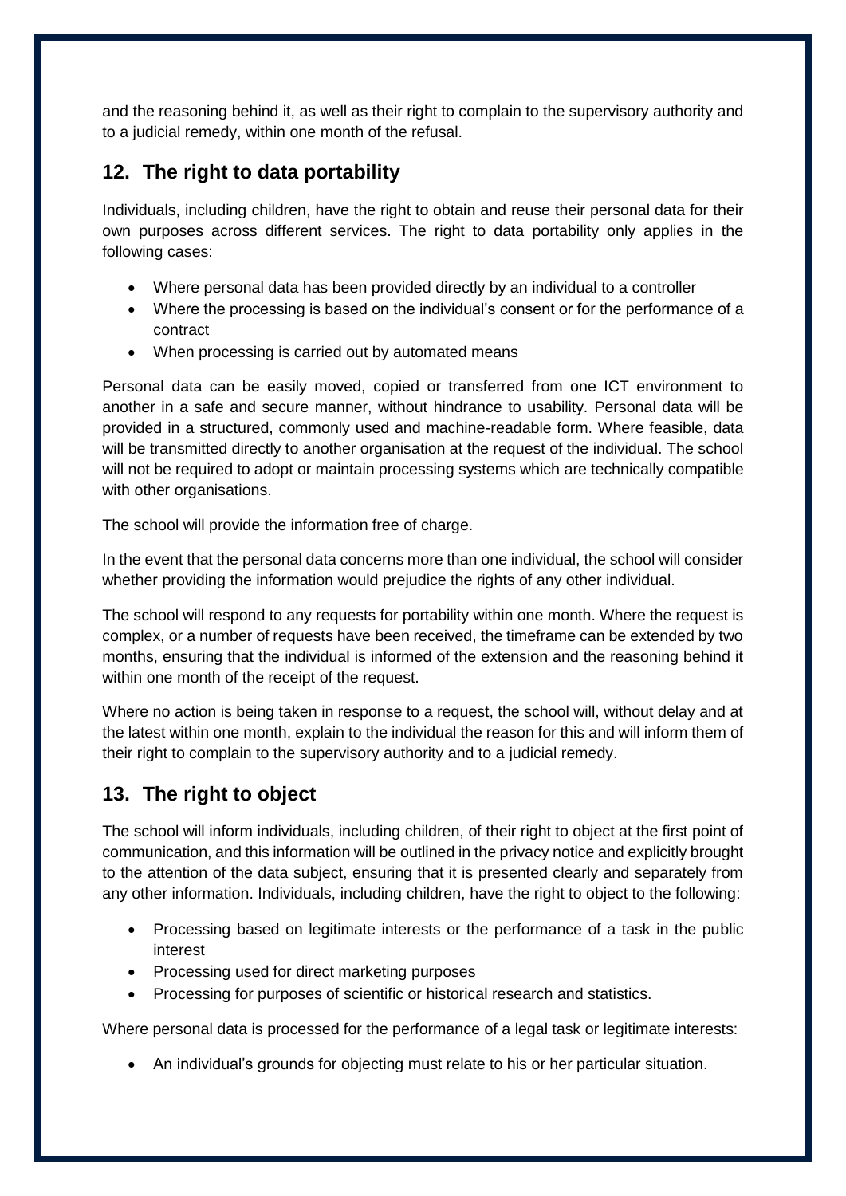and the reasoning behind it, as well as their right to complain to the supervisory authority and to a judicial remedy, within one month of the refusal.

## 12. The right to data portability

Individuals, including children, have the right to obtain and reuse their personal data for their own purposes across different services. The right to data portability only applies in the following cases:

- Where personal data has been provided directly by an individual to a controller
- Where the processing is based on the individual's consent or for the performance of a contract
- When processing is carried out by automated means

Personal data can be easily moved, copied or transferred from one ICT environment to another in a safe and secure manner, without hindrance to usability. Personal data will be provided in a structured, commonly used and machine-readable form. Where feasible, data will be transmitted directly to another organisation at the request of the individual. The school will not be required to adopt or maintain processing systems which are technically compatible with other organisations.

The school will provide the information free of charge.

In the event that the personal data concerns more than one individual, the school will consider whether providing the information would prejudice the rights of any other individual.

The school will respond to any requests for portability within one month. Where the request is complex, or a number of requests have been received, the timeframe can be extended by two months, ensuring that the individual is informed of the extension and the reasoning behind it within one month of the receipt of the request.

Where no action is being taken in response to a request, the school will, without delay and at the latest within one month, explain to the individual the reason for this and will inform them of their right to complain to the supervisory authority and to a judicial remedy.

## 13. The right to object

The school will inform individuals, including children, of their right to object at the first point of communication, and this information will be outlined in the privacy notice and explicitly brought to the attention of the data subject, ensuring that it is presented clearly and separately from any other information. Individuals, including children, have the right to object to the following:

- Processing based on legitimate interests or the performance of a task in the public interest
- Processing used for direct marketing purposes
- Processing for purposes of scientific or historical research and statistics.

Where personal data is processed for the performance of a legal task or legitimate interests:

- An individual's grounds for objecting must relate to his or her particular situation.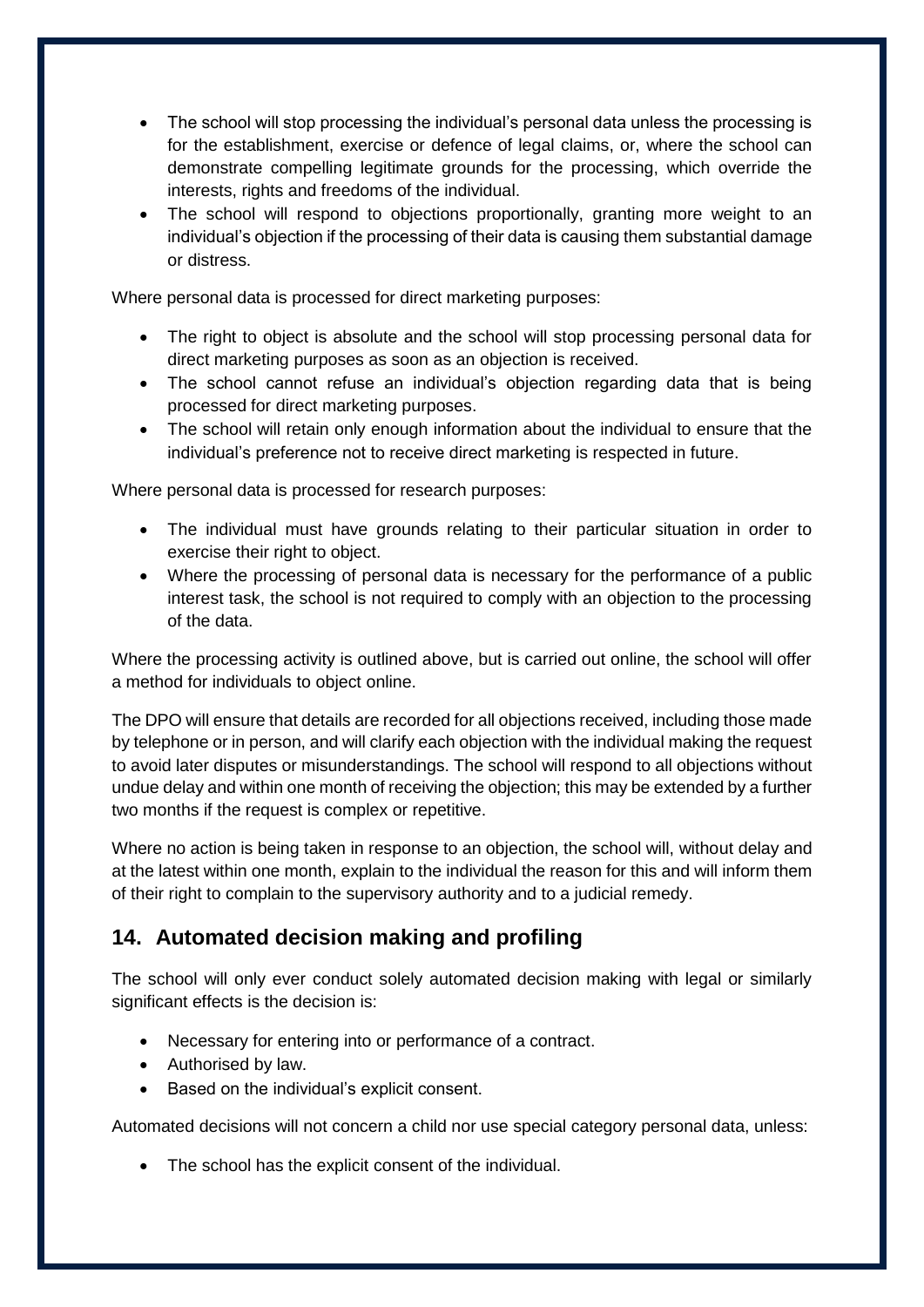- The school will stop processing the individual's personal data unless the processing is for the establishment, exercise or defence of legal claims, or, where the school can demonstrate compelling legitimate grounds for the processing, which override the interests, rights and freedoms of the individual.
- The school will respond to objections proportionally, granting more weight to an individual's objection if the processing of their data is causing them substantial damage or distress.

Where personal data is processed for direct marketing purposes:

- The right to object is absolute and the school will stop processing personal data for direct marketing purposes as soon as an objection is received.
- The school cannot refuse an individual's objection regarding data that is being processed for direct marketing purposes.
- The school will retain only enough information about the individual to ensure that the individual's preference not to receive direct marketing is respected in future.

Where personal data is processed for research purposes:

- The individual must have grounds relating to their particular situation in order to exercise their right to object.
- Where the processing of personal data is necessary for the performance of a public interest task, the school is not required to comply with an objection to the processing of the data.

Where the processing activity is outlined above, but is carried out online, the school will offer a method for individuals to object online.

The DPO will ensure that details are recorded for all objections received, including those made by telephone or in person, and will clarify each objection with the individual making the request to avoid later disputes or misunderstandings. The school will respond to all objections without undue delay and within one month of receiving the objection; this may be extended by a further two months if the request is complex or repetitive.

Where no action is being taken in response to an objection, the school will, without delay and at the latest within one month, explain to the individual the reason for this and will inform them of their right to complain to the supervisory authority and to a judicial remedy.

## 14. Automated decision making and profiling

The school will only ever conduct solely automated decision making with legal or similarly significant effects is the decision is:

- Necessary for entering into or performance of a contract.
- Authorised by law.
- Based on the individual's explicit consent.

Automated decisions will not concern a child nor use special category personal data, unless:

- The school has the explicit consent of the individual.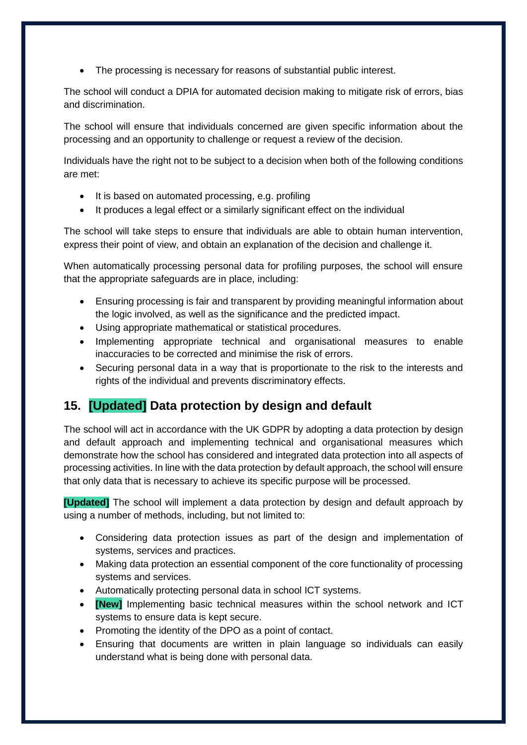- The processing is necessary for reasons of substantial public interest.

The school will conduct a DPIA for automated decision making to mitigate risk of errors, bias and discrimination.

The school will ensure that individuals concerned are given specific information about the processing and an opportunity to challenge or request a review of the decision.

Individuals have the right not to be subject to a decision when both of the following conditions are met:

- It is based on automated processing, e.g. profiling
- It produces a legal effect or a similarly significant effect on the individual

The school will take steps to ensure that individuals are able to obtain human intervention, express their point of view, and obtain an explanation of the decision and challenge it.

When automatically processing personal data for profiling purposes, the school will ensure that the appropriate safeguards are in place, including:

- Ensuring processing is fair and transparent by providing meaningful information about the logic involved, as well as the significance and the predicted impact.
- Using appropriate mathematical or statistical procedures.
- Implementing appropriate technical and organisational measures to enable inaccuracies to be corrected and minimise the risk of errors.
- Securing personal data in a way that is proportionate to the risk to the interests and rights of the individual and prevents discriminatory effects.

## 15. [Updated] Data protection by design and default

The school will act in accordance with the UK GDPR by adopting a data protection by design and default approach and implementing technical and organisational measures which demonstrate how the school has considered and integrated data protection into all aspects of processing activities. In line with the data protection by default approach, the school will ensure that only data that is necessary to achieve its specific purpose will be processed.

**[Updated]** The school will implement a data protection by design and default approach by using a number of methods, including, but not limited to:

- Considering data protection issues as part of the design and implementation of systems, services and practices.
- Making data protection an essential component of the core functionality of processing systems and services.
- Automatically protecting personal data in school ICT systems.
- **[New]** Implementing basic technical measures within the school network and ICT systems to ensure data is kept secure.
- Promoting the identity of the DPO as a point of contact.
- Ensuring that documents are written in plain language so individuals can easily understand what is being done with personal data.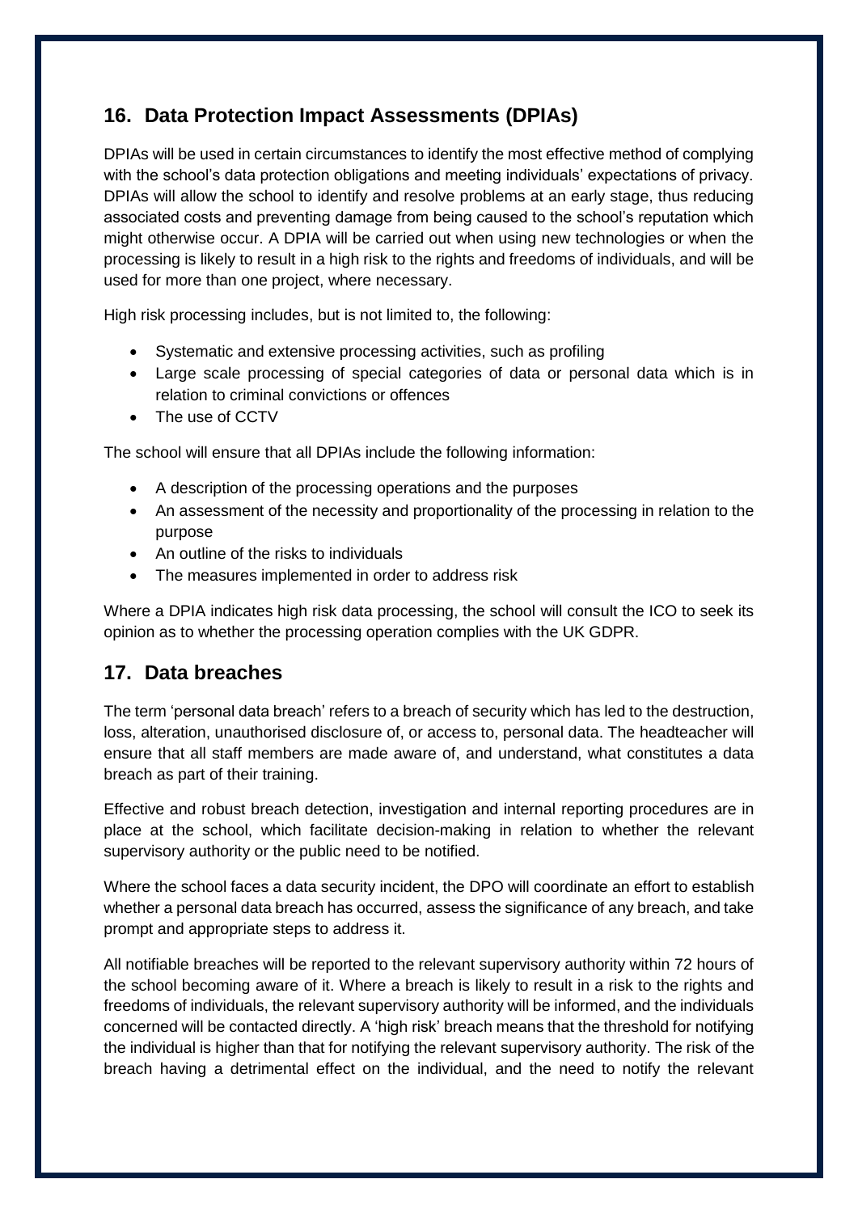## 16. Data Protection Impact Assessments (DPIAs)

DPIAs will be used in certain circumstances to identify the most effective method of complying with the school's data protection obligations and meeting individuals' expectations of privacy. DPIAs will allow the school to identify and resolve problems at an early stage, thus reducing associated costs and preventing damage from being caused to the school's reputation which might otherwise occur. A DPIA will be carried out when using new technologies or when the processing is likely to result in a high risk to the rights and freedoms of individuals, and will be used for more than one project, where necessary.

High risk processing includes, but is not limited to, the following:

- Systematic and extensive processing activities, such as profiling
- Large scale processing of special categories of data or personal data which is in relation to criminal convictions or offences
- The use of CCTV

The school will ensure that all DPIAs include the following information:

- A description of the processing operations and the purposes
- An assessment of the necessity and proportionality of the processing in relation to the purpose
- An outline of the risks to individuals
- The measures implemented in order to address risk

Where a DPIA indicates high risk data processing, the school will consult the ICO to seek its opinion as to whether the processing operation complies with the UK GDPR.

## 17. Data breaches

The term 'personal data breach' refers to a breach of security which has led to the destruction, loss, alteration, unauthorised disclosure of, or access to, personal data. The headteacher will ensure that all staff members are made aware of, and understand, what constitutes a data breach as part of their training.

Effective and robust breach detection, investigation and internal reporting procedures are in place at the school, which facilitate decision-making in relation to whether the relevant supervisory authority or the public need to be notified.

Where the school faces a data security incident, the DPO will coordinate an effort to establish whether a personal data breach has occurred, assess the significance of any breach, and take prompt and appropriate steps to address it.

All notifiable breaches will be reported to the relevant supervisory authority within 72 hours of the school becoming aware of it. Where a breach is likely to result in a risk to the rights and freedoms of individuals, the relevant supervisory authority will be informed, and the individuals concerned will be contacted directly. A 'high risk' breach means that the threshold for notifying the individual is higher than that for notifying the relevant supervisory authority. The risk of the breach having a detrimental effect on the individual, and the need to notify the relevant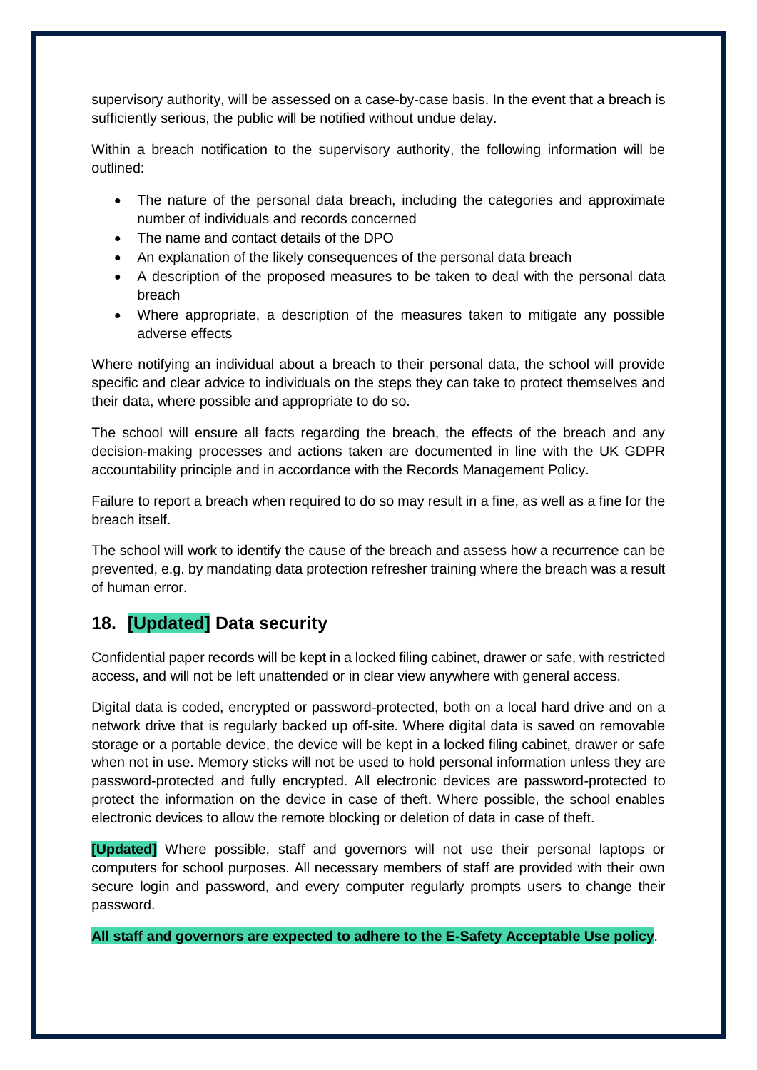supervisory authority, will be assessed on a case-by-case basis. In the event that a breach is sufficiently serious, the public will be notified without undue delay.

Within a breach notification to the supervisory authority, the following information will be outlined:

- The nature of the personal data breach, including the categories and approximate number of individuals and records concerned
- The name and contact details of the DPO
- An explanation of the likely consequences of the personal data breach
- A description of the proposed measures to be taken to deal with the personal data breach
- Where appropriate, a description of the measures taken to mitigate any possible adverse effects

Where notifying an individual about a breach to their personal data, the school will provide specific and clear advice to individuals on the steps they can take to protect themselves and their data, where possible and appropriate to do so.

The school will ensure all facts regarding the breach, the effects of the breach and any decision-making processes and actions taken are documented in line with the UK GDPR accountability principle and in accordance with the Records Management Policy.

Failure to report a breach when required to do so may result in a fine, as well as a fine for the breach itself.

The school will work to identify the cause of the breach and assess how a recurrence can be prevented, e.g. by mandating data protection refresher training where the breach was a result of human error.

## 18. [Updated] Data security

Confidential paper records will be kept in a locked filing cabinet, drawer or safe, with restricted access, and will not be left unattended or in clear view anywhere with general access.

Digital data is coded, encrypted or password-protected, both on a local hard drive and on a network drive that is regularly backed up off-site. Where digital data is saved on removable storage or a portable device, the device will be kept in a locked filing cabinet, drawer or safe when not in use. Memory sticks will not be used to hold personal information unless they are password-protected and fully encrypted. All electronic devices are password-protected to protect the information on the device in case of theft. Where possible, the school enables electronic devices to allow the remote blocking or deletion of data in case of theft.

**[Updated]** Where possible, staff and governors will not use their personal laptops or computers for school purposes. All necessary members of staff are provided with their own secure login and password, and every computer regularly prompts users to change their password.

**All staff and governors are expected to adhere to the E-Safety Acceptable Use policy**.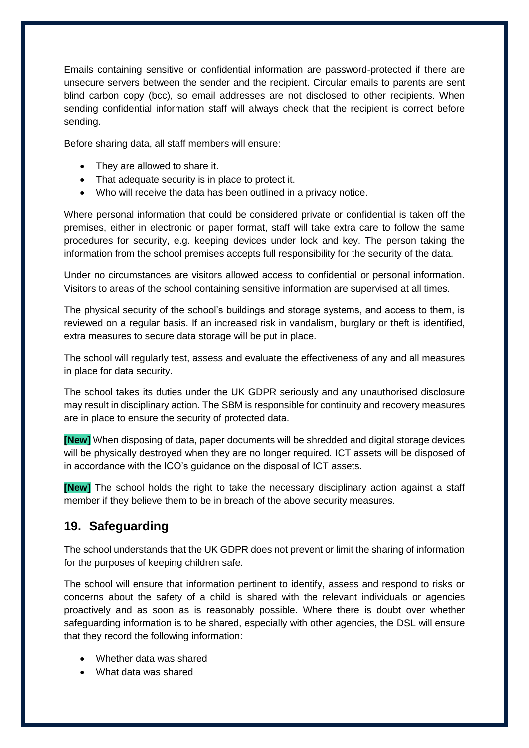Emails containing sensitive or confidential information are password-protected if there are unsecure servers between the sender and the recipient. Circular emails to parents are sent blind carbon copy (bcc), so email addresses are not disclosed to other recipients. When sending confidential information staff will always check that the recipient is correct before sending.

Before sharing data, all staff members will ensure:

- They are allowed to share it.
- That adequate security is in place to protect it.
- Who will receive the data has been outlined in a privacy notice.

Where personal information that could be considered private or confidential is taken off the premises, either in electronic or paper format, staff will take extra care to follow the same procedures for security, e.g. keeping devices under lock and key. The person taking the information from the school premises accepts full responsibility for the security of the data.

Under no circumstances are visitors allowed access to confidential or personal information. Visitors to areas of the school containing sensitive information are supervised at all times.

The physical security of the school's buildings and storage systems, and access to them, is reviewed on a regular basis. If an increased risk in vandalism, burglary or theft is identified, extra measures to secure data storage will be put in place.

The school will regularly test, assess and evaluate the effectiveness of any and all measures in place for data security.

The school takes its duties under the UK GDPR seriously and any unauthorised disclosure may result in disciplinary action. The SBM is responsible for continuity and recovery measures are in place to ensure the security of protected data.

**[New]** When disposing of data, paper documents will be shredded and digital storage devices will be physically destroyed when they are no longer required. ICT assets will be disposed of in accordance with the ICO's guidance on the disposal of ICT assets.

**[New]** The school holds the right to take the necessary disciplinary action against a staff member if they believe them to be in breach of the above security measures.

## 19. Safeguarding

The school understands that the UK GDPR does not prevent or limit the sharing of information for the purposes of keeping children safe.

The school will ensure that information pertinent to identify, assess and respond to risks or concerns about the safety of a child is shared with the relevant individuals or agencies proactively and as soon as is reasonably possible. Where there is doubt over whether safeguarding information is to be shared, especially with other agencies, the DSL will ensure that they record the following information:

- Whether data was shared
- What data was shared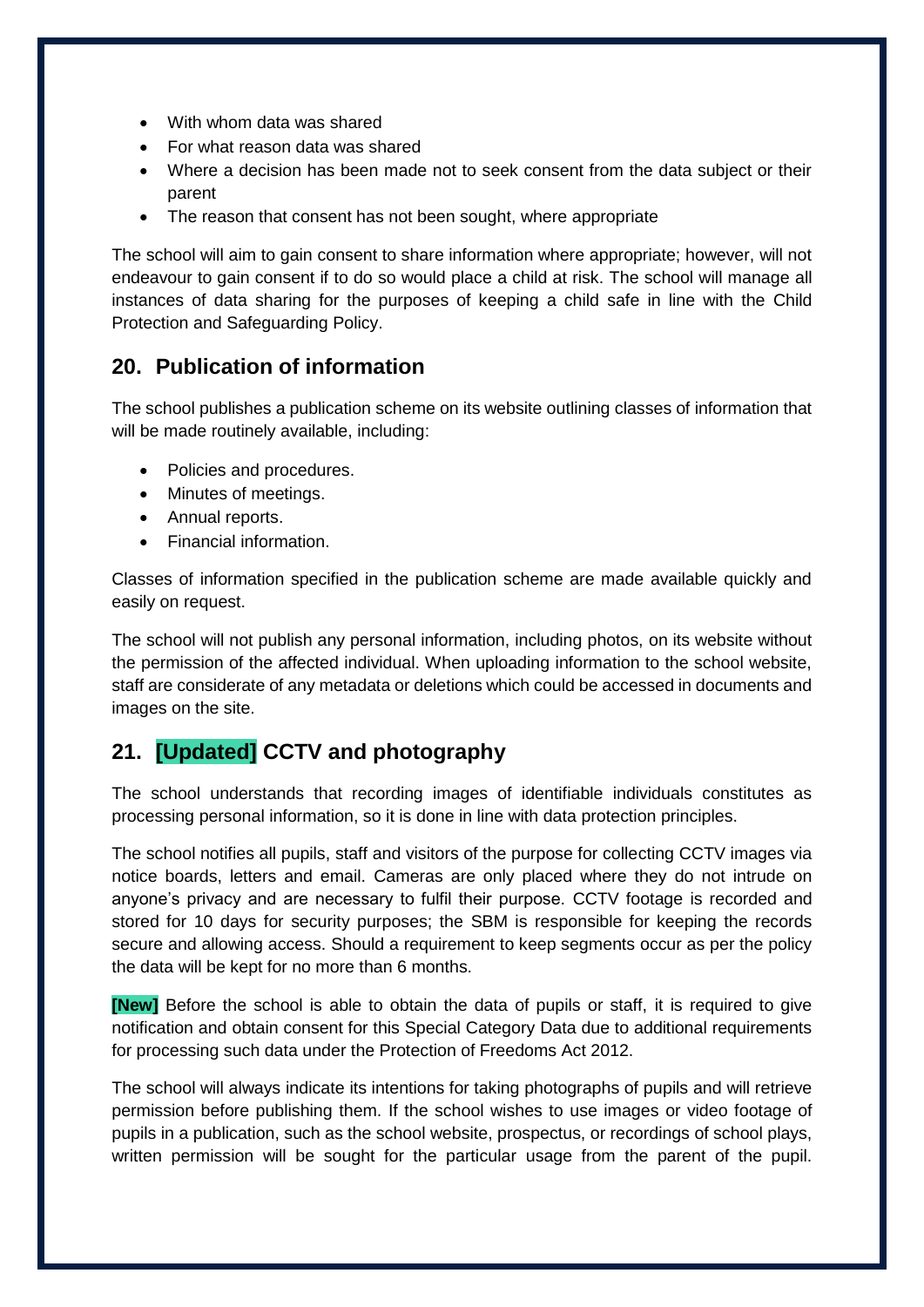- With whom data was shared
- For what reason data was shared
- Where a decision has been made not to seek consent from the data subject or their parent
- The reason that consent has not been sought, where appropriate

The school will aim to gain consent to share information where appropriate; however, will not endeavour to gain consent if to do so would place a child at risk. The school will manage all instances of data sharing for the purposes of keeping a child safe in line with the Child Protection and Safeguarding Policy.

## 20. Publication of information

The school publishes a publication scheme on its website outlining classes of information that will be made routinely available, including:

- Policies and procedures.
- Minutes of meetings.
- Annual reports.
- Financial information.

Classes of information specified in the publication scheme are made available quickly and easily on request.

The school will not publish any personal information, including photos, on its website without the permission of the affected individual. When uploading information to the school website, staff are considerate of any metadata or deletions which could be accessed in documents and images on the site.

## 21. [Updated] CCTV and photography

The school understands that recording images of identifiable individuals constitutes as processing personal information, so it is done in line with data protection principles.

The school notifies all pupils, staff and visitors of the purpose for collecting CCTV images via notice boards, letters and email. Cameras are only placed where they do not intrude on anyone's privacy and are necessary to fulfil their purpose. CCTV footage is recorded and stored for 10 days for security purposes; the SBM is responsible for keeping the records secure and allowing access. Should a requirement to keep segments occur as per the policy the data will be kept for no more than 6 months.

**[New]** Before the school is able to obtain the data of pupils or staff, it is required to give notification and obtain consent for this Special Category Data due to additional requirements for processing such data under the Protection of Freedoms Act 2012.

The school will always indicate its intentions for taking photographs of pupils and will retrieve permission before publishing them. If the school wishes to use images or video footage of pupils in a publication, such as the school website, prospectus, or recordings of school plays, written permission will be sought for the particular usage from the parent of the pupil.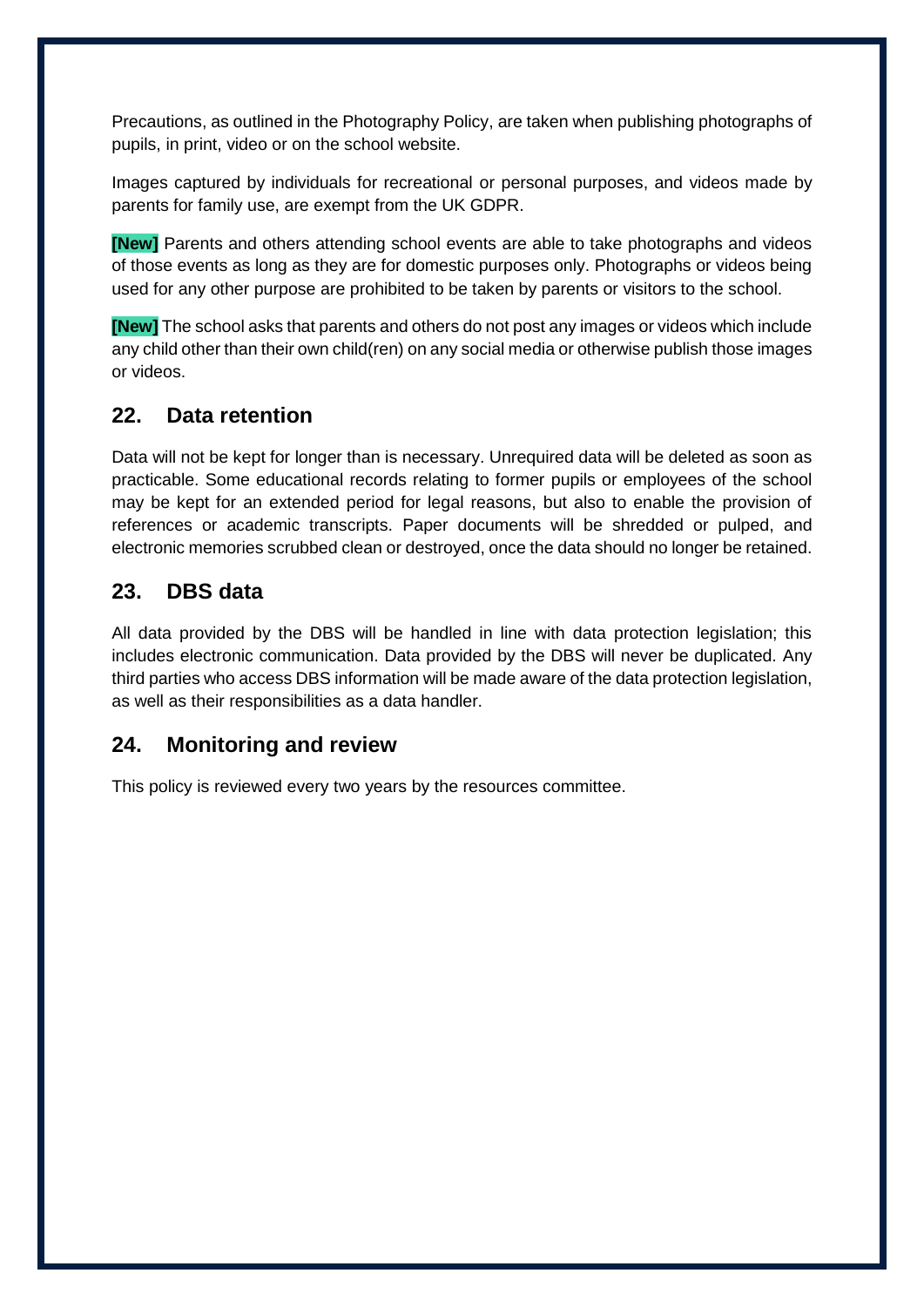Precautions, as outlined in the Photography Policy, are taken when publishing photographs of pupils, in print, video or on the school website.

Images captured by individuals for recreational or personal purposes, and videos made by parents for family use, are exempt from the UK GDPR.

**[New]** Parents and others attending school events are able to take photographs and videos of those events as long as they are for domestic purposes only. Photographs or videos being used for any other purpose are prohibited to be taken by parents or visitors to the school.

**[New]** The school asks that parents and others do not post any images or videos which include any child other than their own child(ren) on any social media or otherwise publish those images or videos.

## 22. Data retention

Data will not be kept for longer than is necessary. Unrequired data will be deleted as soon as practicable. Some educational records relating to former pupils or employees of the school may be kept for an extended period for legal reasons, but also to enable the provision of references or academic transcripts. Paper documents will be shredded or pulped, and electronic memories scrubbed clean or destroyed, once the data should no longer be retained.

## 23. DBS data

All data provided by the DBS will be handled in line with data protection legislation; this includes electronic communication. Data provided by the DBS will never be duplicated. Any third parties who access DBS information will be made aware of the data protection legislation, as well as their responsibilities as a data handler.

## 24. Monitoring and review

This policy is reviewed every two years by the resources committee.